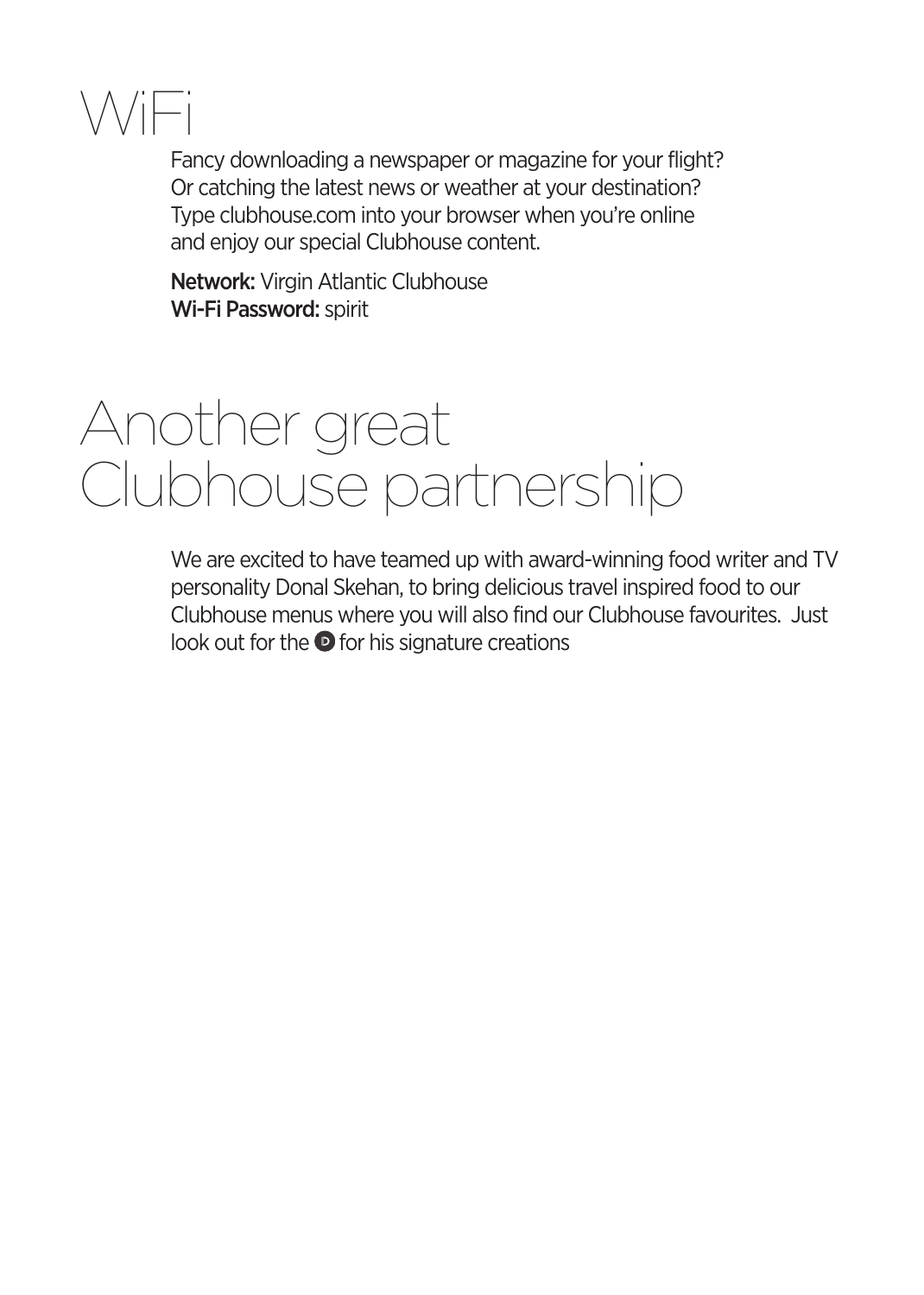# WiFi

Fancy downloading a newspaper or magazine for your flight? Or catching the latest news or weather at your destination? Type clubhouse.com into your browser when you're online and enjoy our special Clubhouse content.

**Network:** Virgin Atlantic Clubhouse
**Wi-Fi Password:** spirit

# Another great Clubhouse partnership

We are excited to have teamed up with award-winning food writer and TV personality Donal Skehan, to bring delicious travel inspired food to our Clubhouse menus where you will also find our Clubhouse favourites. Just look out for the D for his signature creations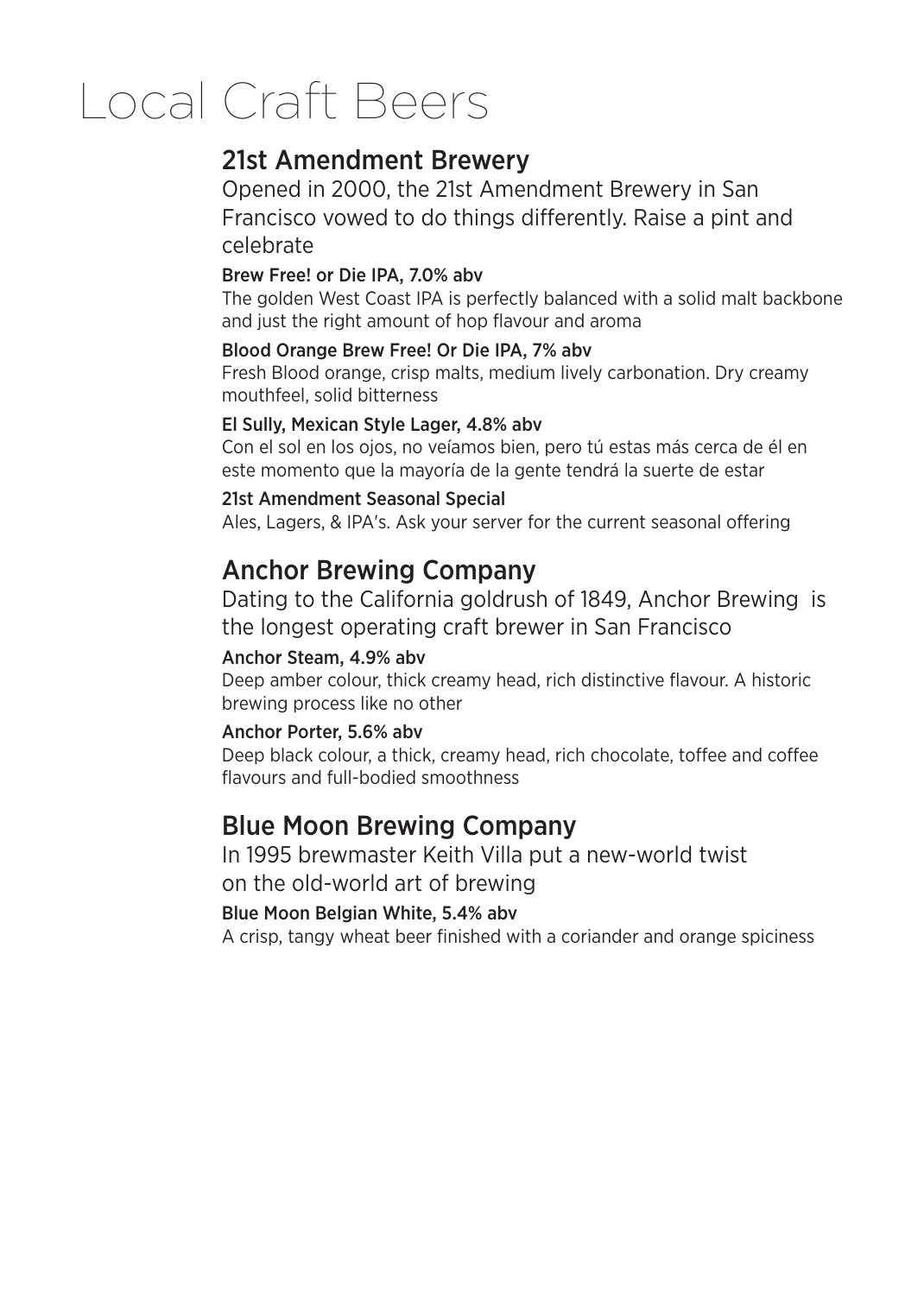# Local Craft Beers

## 21st Amendment Brewery

Opened in 2000, the 21st Amendment Brewery in San Francisco vowed to do things differently. Raise a pint and celebrate

### Brew Free! or Die IPA, 7.0% abv

The golden West Coast IPA is perfectly balanced with a solid malt backbone and just the right amount of hop flavour and aroma

### Blood Orange Brew Free! Or Die IPA, 7% abv

Fresh Blood orange, crisp malts, medium lively carbonation. Dry creamy mouthfeel, solid bitterness

### El Sully, Mexican Style Lager, 4.8% abv

Con el sol en los ojos, no veíamos bien, pero tú estas más cerca de él en este momento que la mayoría de la gente tendrá la suerte de estar

### 21st Amendment Seasonal Special

Ales, Lagers, & IPA's. Ask your server for the current seasonal offering

## Anchor Brewing Company

Dating to the California goldrush of 1849, Anchor Brewing is the longest operating craft brewer in San Francisco

### Anchor Steam, 4.9% abv

Deep amber colour, thick creamy head, rich distinctive flavour. A historic brewing process like no other

### Anchor Porter, 5.6% abv

Deep black colour, a thick, creamy head, rich chocolate, toffee and coffee flavours and full-bodied smoothness

## Blue Moon Brewing Company

In 1995 brewmaster Keith Villa put a new-world twist on the old-world art of brewing

### Blue Moon Belgian White, 5.4% abv

A crisp, tangy wheat beer finished with a coriander and orange spiciness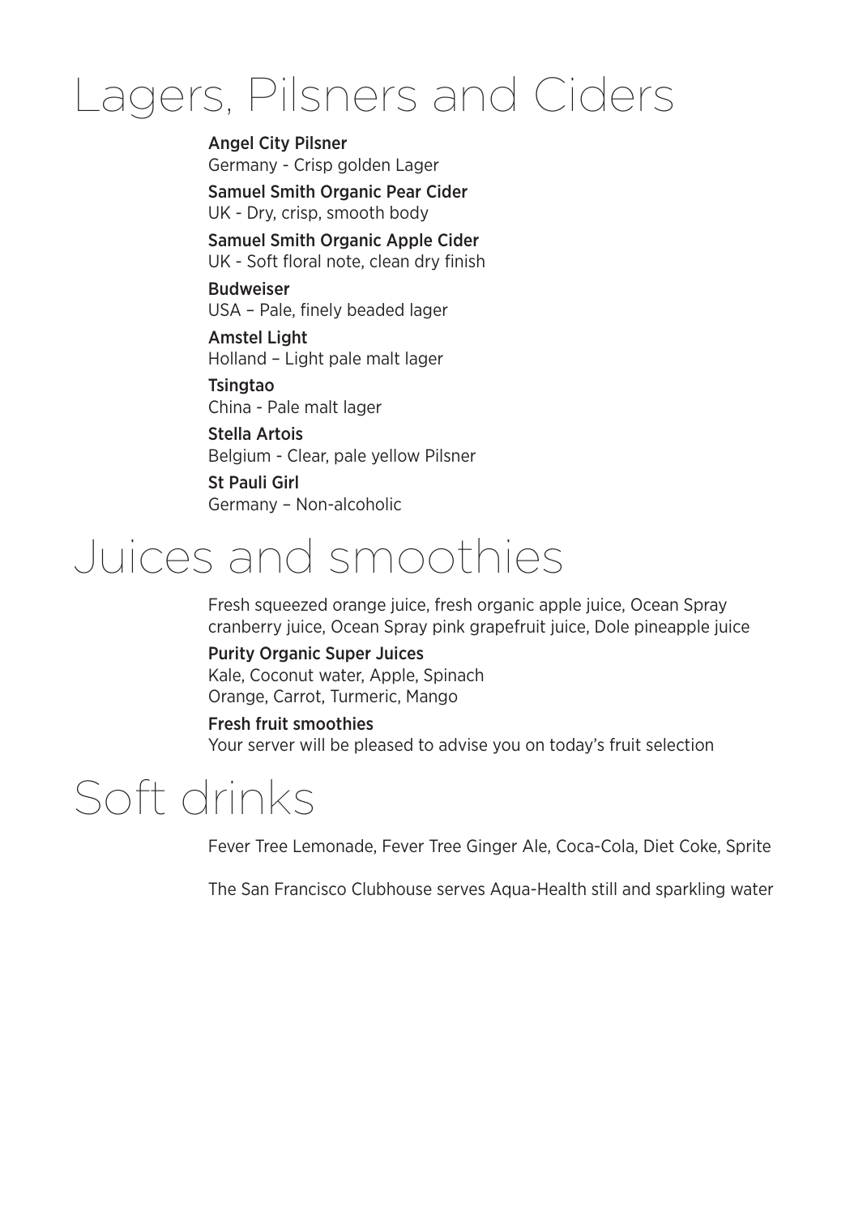# Lagers, Pilsners and Ciders

**Angel City Pilsner**
Germany - Crisp golden Lager

**Samuel Smith Organic Pear Cider**
UK - Dry, crisp, smooth body

**Samuel Smith Organic Apple Cider**
UK - Soft floral note, clean dry finish

**Budweiser**
USA – Pale, finely beaded lager

**Amstel Light**
Holland – Light pale malt lager

**Tsingtao**
China - Pale malt lager

**Stella Artois**
Belgium - Clear, pale yellow Pilsner

**St Pauli Girl**
Germany – Non-alcoholic

# Juices and smoothies

Fresh squeezed orange juice, fresh organic apple juice, Ocean Spray cranberry juice, Ocean Spray pink grapefruit juice, Dole pineapple juice

**Purity Organic Super Juices**
Kale, Coconut water, Apple, Spinach
Orange, Carrot, Turmeric, Mango

**Fresh fruit smoothies**
Your server will be pleased to advise you on today's fruit selection

# Soft drinks

Fever Tree Lemonade, Fever Tree Ginger Ale, Coca-Cola, Diet Coke, Sprite

The San Francisco Clubhouse serves Aqua-Health still and sparkling water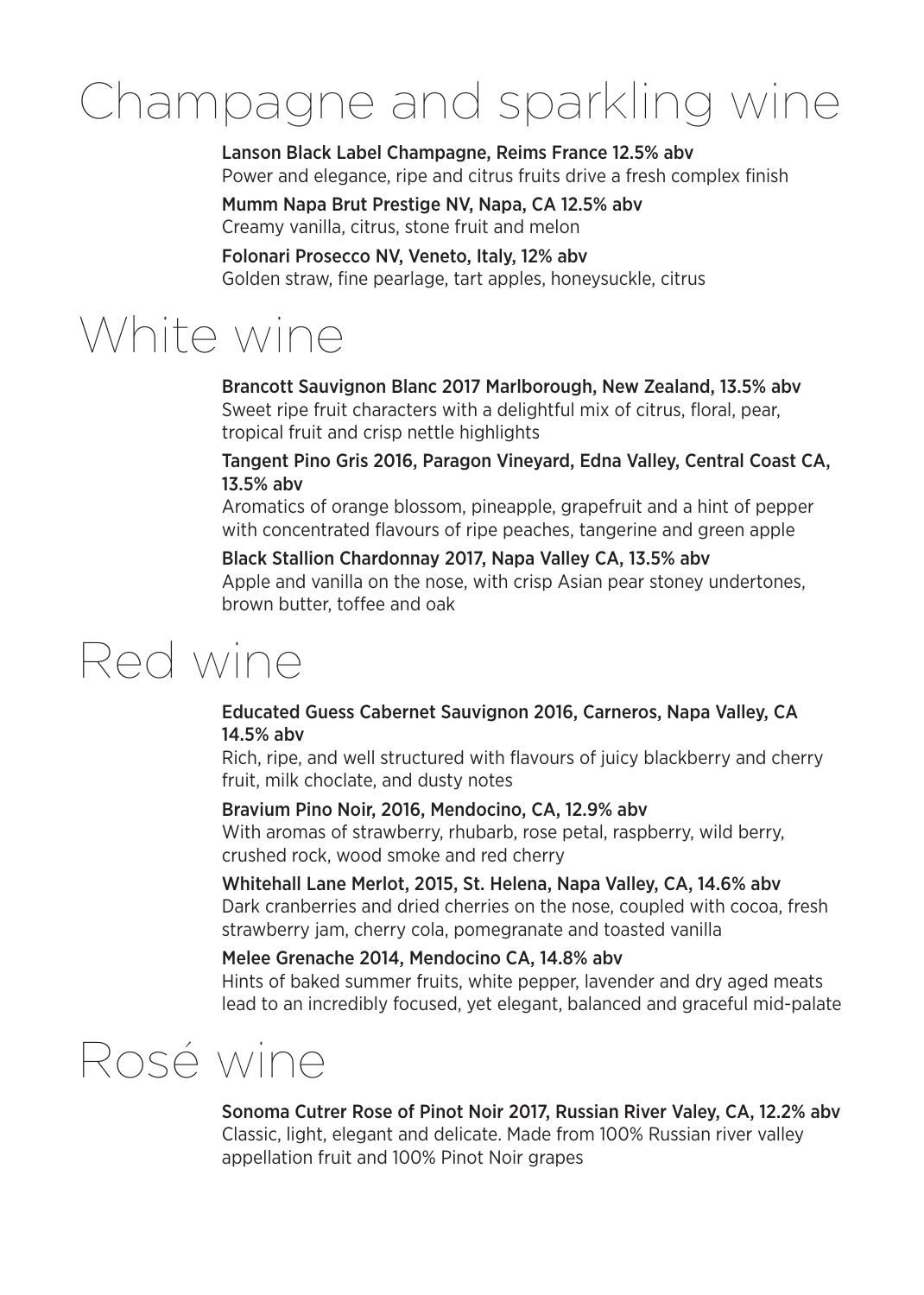# Champagne and sparkling wine

**Lanson Black Label Champagne, Reims France 12.5% abv**
Power and elegance, ripe and citrus fruits drive a fresh complex finish

**Mumm Napa Brut Prestige NV, Napa, CA 12.5% abv**
Creamy vanilla, citrus, stone fruit and melon

**Folonari Prosecco NV, Veneto, Italy, 12% abv**
Golden straw, fine pearlage, tart apples, honeysuckle, citrus

# White wine

**Brancott Sauvignon Blanc 2017 Marlborough, New Zealand, 13.5% abv**
Sweet ripe fruit characters with a delightful mix of citrus, floral, pear, tropical fruit and crisp nettle highlights

**Tangent Pino Gris 2016, Paragon Vineyard, Edna Valley, Central Coast CA, 13.5% abv**
Aromatics of orange blossom, pineapple, grapefruit and a hint of pepper with concentrated flavours of ripe peaches, tangerine and green apple

**Black Stallion Chardonnay 2017, Napa Valley CA, 13.5% abv**
Apple and vanilla on the nose, with crisp Asian pear stoney undertones, brown butter, toffee and oak

# Red wine

**Educated Guess Cabernet Sauvignon 2016, Carneros, Napa Valley, CA 14.5% abv**
Rich, ripe, and well structured with flavours of juicy blackberry and cherry fruit, milk choclate, and dusty notes

**Bravium Pino Noir, 2016, Mendocino, CA, 12.9% abv**
With aromas of strawberry, rhubarb, rose petal, raspberry, wild berry, crushed rock, wood smoke and red cherry

**Whitehall Lane Merlot, 2015, St. Helena, Napa Valley, CA, 14.6% abv**
Dark cranberries and dried cherries on the nose, coupled with cocoa, fresh strawberry jam, cherry cola, pomegranate and toasted vanilla

**Melee Grenache 2014, Mendocino CA, 14.8% abv**
Hints of baked summer fruits, white pepper, lavender and dry aged meats lead to an incredibly focused, yet elegant, balanced and graceful mid-palate

# Rosé wine

**Sonoma Cutrer Rose of Pinot Noir 2017, Russian River Valey, CA, 12.2% abv**
Classic, light, elegant and delicate. Made from 100% Russian river valley appellation fruit and 100% Pinot Noir grapes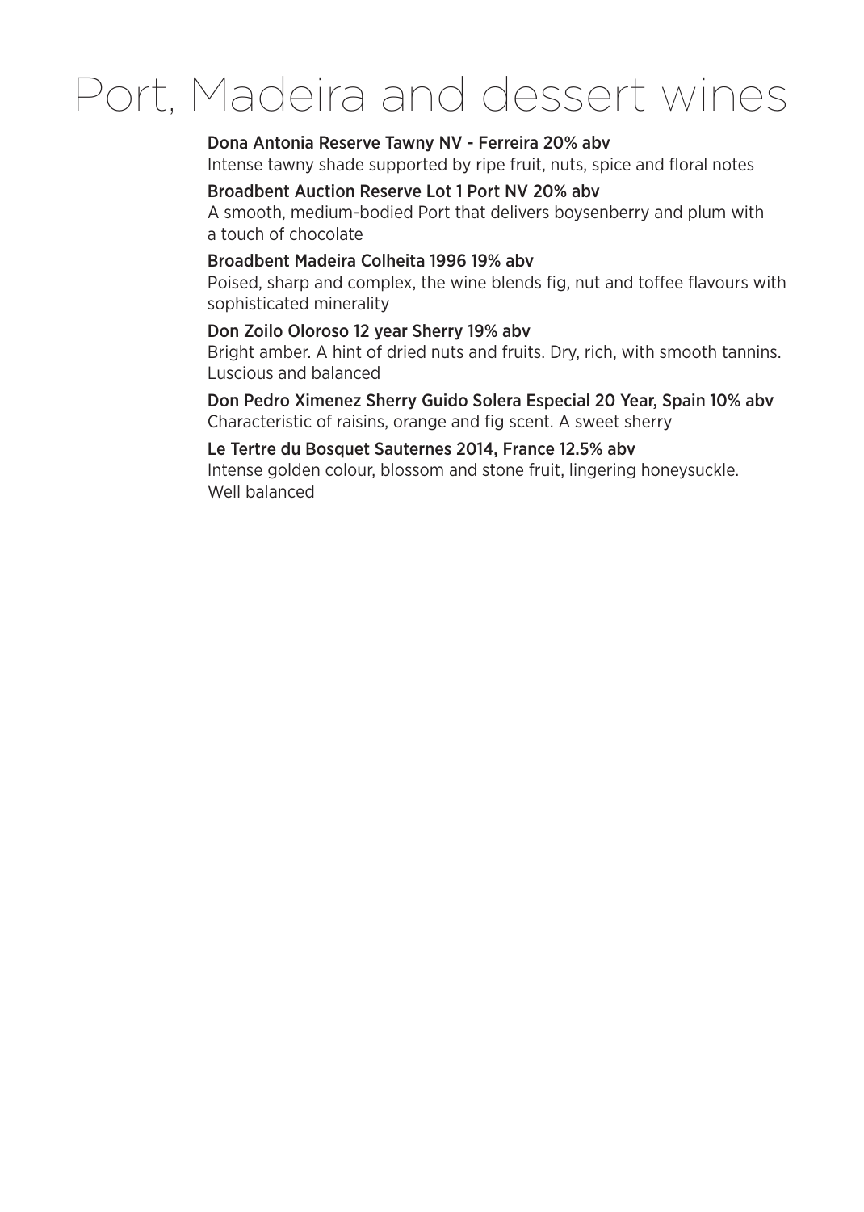# Port, Madeira and dessert wines

**Dona Antonia Reserve Tawny NV - Ferreira 20% abv**
Intense tawny shade supported by ripe fruit, nuts, spice and floral notes

**Broadbent Auction Reserve Lot 1 Port NV 20% abv**
A smooth, medium-bodied Port that delivers boysenberry and plum with a touch of chocolate

**Broadbent Madeira Colheita 1996 19% abv**
Poised, sharp and complex, the wine blends fig, nut and toffee flavours with sophisticated minerality

**Don Zoilo Oloroso 12 year Sherry 19% abv**
Bright amber. A hint of dried nuts and fruits. Dry, rich, with smooth tannins. Luscious and balanced

**Don Pedro Ximenez Sherry Guido Solera Especial 20 Year, Spain 10% abv**
Characteristic of raisins, orange and fig scent. A sweet sherry

**Le Tertre du Bosquet Sauternes 2014, France 12.5% abv**
Intense golden colour, blossom and stone fruit, lingering honeysuckle. Well balanced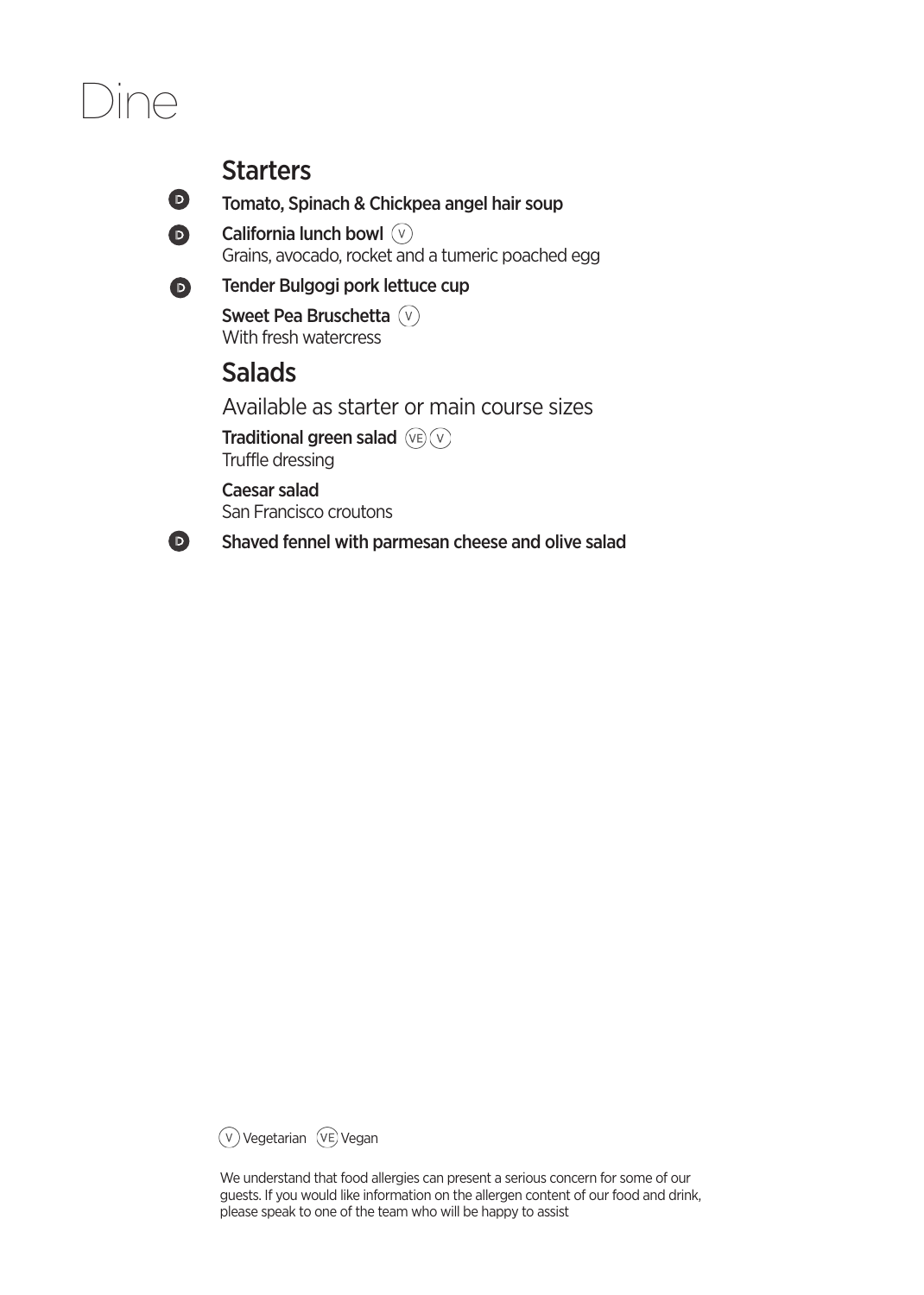# Dine

## Starters

(D) **Tomato, Spinach & Chickpea angel hair soup**

(D) **California lunch bowl** (V)
Grains, avocado, rocket and a tumeric poached egg

(D) **Tender Bulgogi pork lettuce cup**

**Sweet Pea Bruschetta** (V)
With fresh watercress

## Salads

Available as starter or main course sizes

**Traditional green salad** (VE) (V)
Truffle dressing

**Caesar salad**
San Francisco croutons

(D) **Shaved fennel with parmesan cheese and olive salad**

(V) Vegetarian (VE) Vegan

We understand that food allergies can present a serious concern for some of our guests. If you would like information on the allergen content of our food and drink, please speak to one of the team who will be happy to assist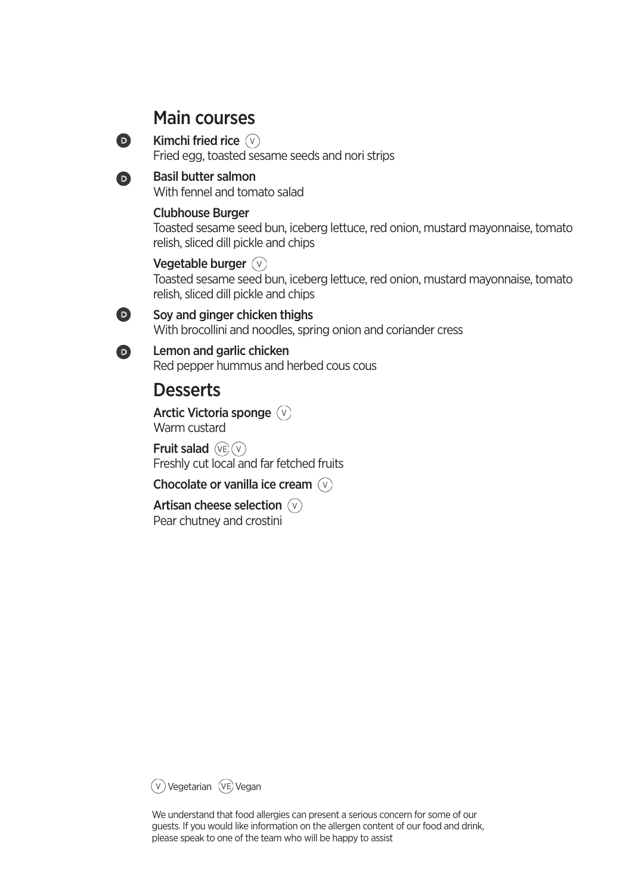## Main courses

**D** **Kimchi fried rice** (V)
Fried egg, toasted sesame seeds and nori strips

**D** **Basil butter salmon**
With fennel and tomato salad

**Clubhouse Burger**
Toasted sesame seed bun, iceberg lettuce, red onion, mustard mayonnaise, tomato relish, sliced dill pickle and chips

**Vegetable burger** (V)
Toasted sesame seed bun, iceberg lettuce, red onion, mustard mayonnaise, tomato relish, sliced dill pickle and chips

**D** **Soy and ginger chicken thighs**
With brocollini and noodles, spring onion and coriander cress

**D** **Lemon and garlic chicken**
Red pepper hummus and herbed cous cous

## Desserts

**Arctic Victoria sponge** (V)
Warm custard

**Fruit salad** (VE) (V)
Freshly cut local and far fetched fruits

**Chocolate or vanilla ice cream** (V)

**Artisan cheese selection** (V)
Pear chutney and crostini

(V) Vegetarian (VE) Vegan

We understand that food allergies can present a serious concern for some of our guests. If you would like information on the allergen content of our food and drink, please speak to one of the team who will be happy to assist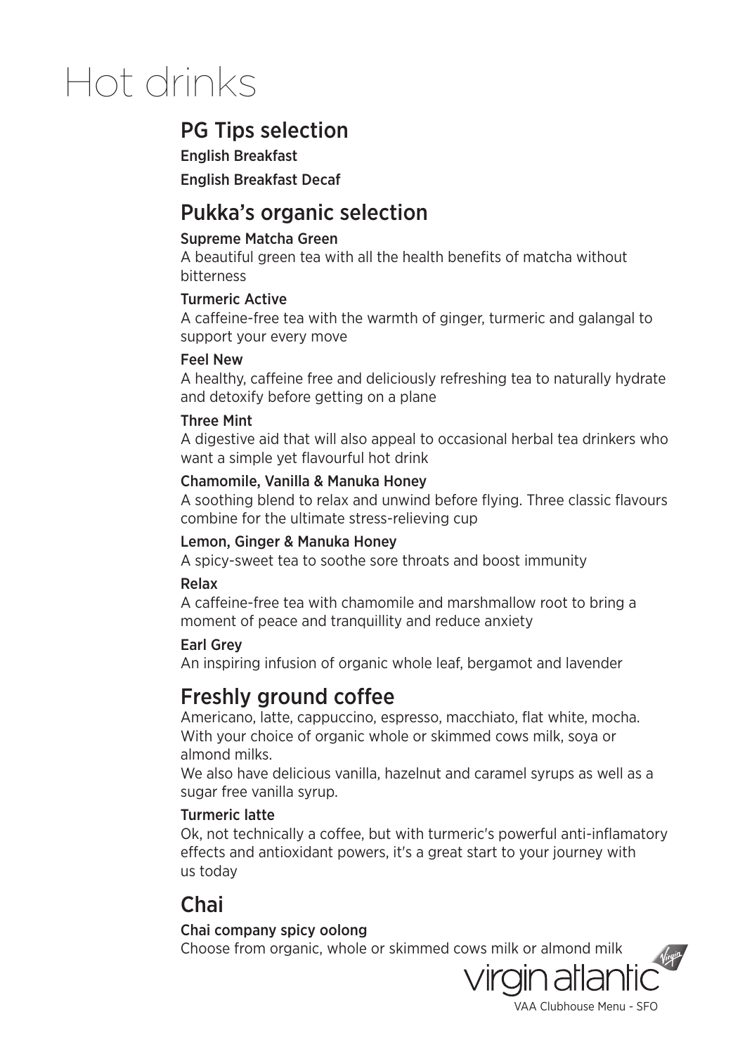# Hot drinks

## PG Tips selection

English Breakfast

English Breakfast Decaf

## Pukka's organic selection

### Supreme Matcha Green

A beautiful green tea with all the health benefits of matcha without bitterness

### Turmeric Active

A caffeine-free tea with the warmth of ginger, turmeric and galangal to support your every move

### Feel New

A healthy, caffeine free and deliciously refreshing tea to naturally hydrate and detoxify before getting on a plane

### Three Mint

A digestive aid that will also appeal to occasional herbal tea drinkers who want a simple yet flavourful hot drink

### Chamomile, Vanilla & Manuka Honey

A soothing blend to relax and unwind before flying. Three classic flavours combine for the ultimate stress-relieving cup

### Lemon, Ginger & Manuka Honey

A spicy-sweet tea to soothe sore throats and boost immunity

### Relax

A caffeine-free tea with chamomile and marshmallow root to bring a moment of peace and tranquillity and reduce anxiety

### Earl Grey

An inspiring infusion of organic whole leaf, bergamot and lavender

## Freshly ground coffee

Americano, latte, cappuccino, espresso, macchiato, flat white, mocha. With your choice of organic whole or skimmed cows milk, soya or almond milks.

We also have delicious vanilla, hazelnut and caramel syrups as well as a sugar free vanilla syrup.

### Turmeric latte

Ok, not technically a coffee, but with turmeric's powerful anti-inflamatory effects and antioxidant powers, it's a great start to your journey with us today

## Chai

### Chai company spicy oolong

Choose from organic, whole or skimmed cows milk or almond milk

virgin atlantic

VAA Clubhouse Menu - SFO